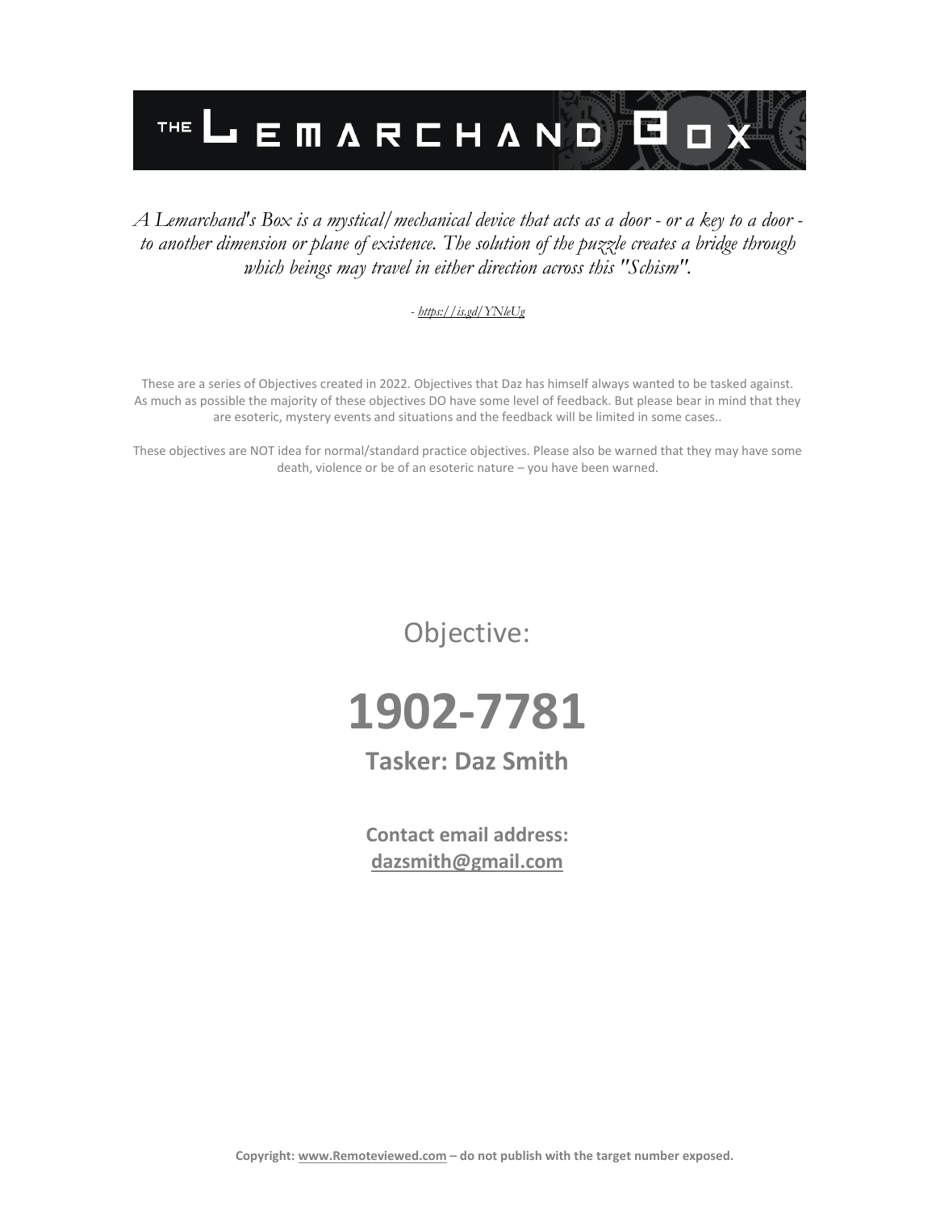# THE LEMARCHAND BOX

*A Lemarchand's Box is a mystical/mechanical device that acts as a door - or a key to a door - to another dimension or plane of existence. The solution of the puzzle creates a bridge through which beings may travel in either direction across this "Schism".*

*- https://is.gd/YNleUg*

These are a series of Objectives created in 2022. Objectives that Daz has himself always wanted to be tasked against. As much as possible the majority of these objectives DO have some level of feedback. But please bear in mind that they are esoteric, mystery events and situations and the feedback will be limited in some cases..

These objectives are NOT idea for normal/standard practice objectives. Please also be warned that they may have some death, violence or be of an esoteric nature – you have been warned.

Objective:

# 1902-7781

## Tasker: Daz Smith

**Contact email address:**
**dazsmith@gmail.com**

**Copyright: www.Remoteviewed.com – do not publish with the target number exposed.**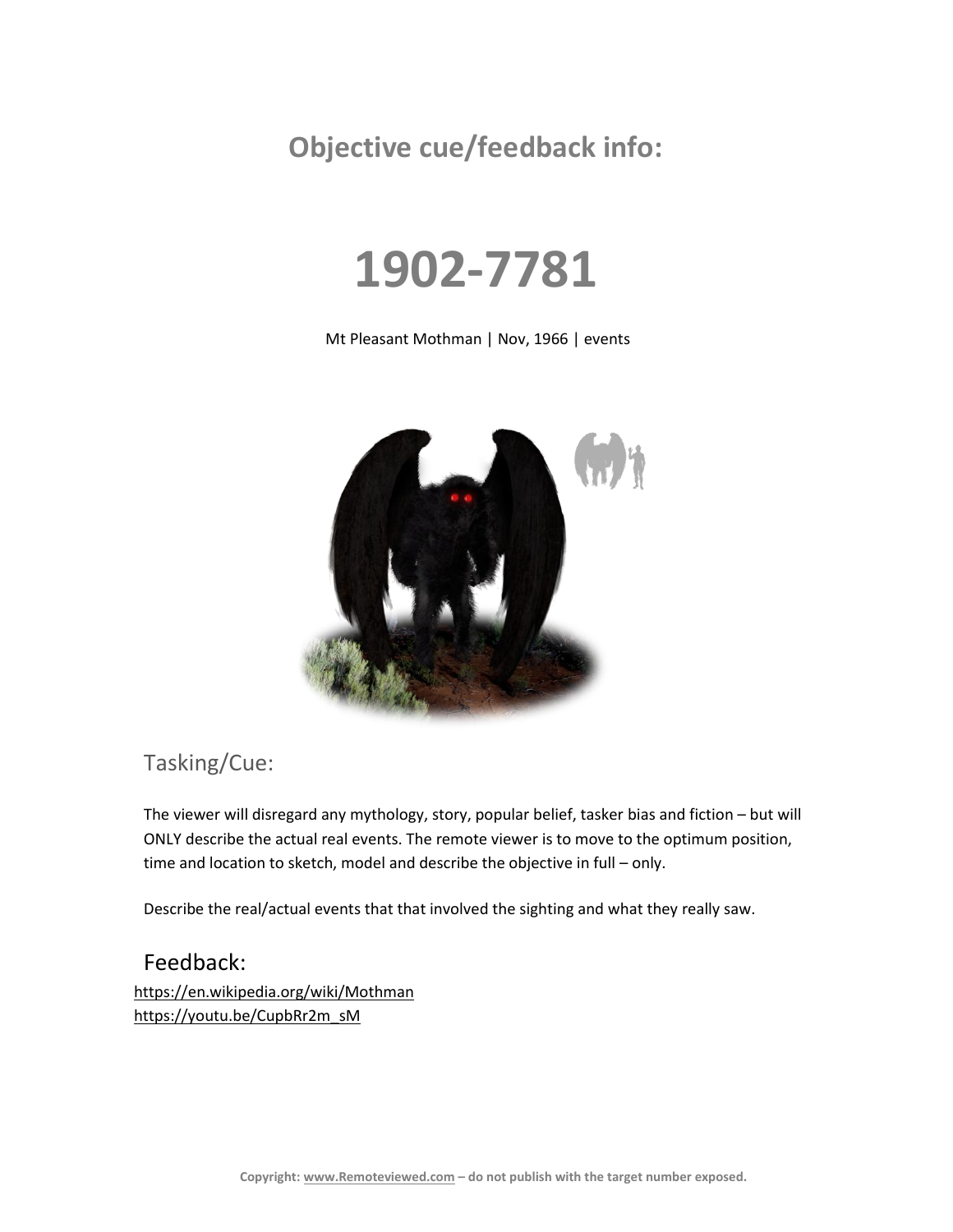## Objective cue/feedback info:

# 1902-7781

Mt Pleasant Mothman | Nov, 1966 | events

## Tasking/Cue:

The viewer will disregard any mythology, story, popular belief, tasker bias and fiction – but will ONLY describe the actual real events. The remote viewer is to move to the optimum position, time and location to sketch, model and describe the objective in full – only.

Describe the real/actual events that that involved the sighting and what they really saw.

## Feedback:

https://en.wikipedia.org/wiki/Mothman
https://youtu.be/CupbRr2m_sM

Copyright: www.Remoteviewed.com – do not publish with the target number exposed.